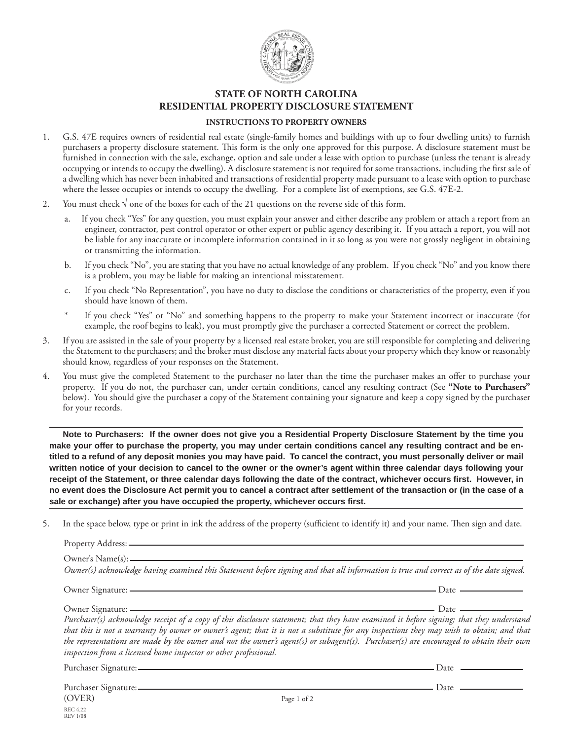# STATE OF NORTH CAROLINA
# RESIDENTIAL PROPERTY DISCLOSURE STATEMENT

### INSTRUCTIONS TO PROPERTY OWNERS

1. G.S. 47E requires owners of residential real estate (single-family homes and buildings with up to four dwelling units) to furnish purchasers a property disclosure statement. This form is the only one approved for this purpose. A disclosure statement must be furnished in connection with the sale, exchange, option and sale under a lease with option to purchase (unless the tenant is already occupying or intends to occupy the dwelling). A disclosure statement is not required for some transactions, including the first sale of a dwelling which has never been inhabited and transactions of residential property made pursuant to a lease with option to purchase where the lessee occupies or intends to occupy the dwelling. For a complete list of exemptions, see G.S. 47E-2.

2. You must check √ one of the boxes for each of the 21 questions on the reverse side of this form.

   a. If you check "Yes" for any question, you must explain your answer and either describe any problem or attach a report from an engineer, contractor, pest control operator or other expert or public agency describing it. If you attach a report, you will not be liable for any inaccurate or incomplete information contained in it so long as you were not grossly negligent in obtaining or transmitting the information.

   b. If you check "No", you are stating that you have no actual knowledge of any problem. If you check "No" and you know there is a problem, you may be liable for making an intentional misstatement.

   c. If you check "No Representation", you have no duty to disclose the conditions or characteristics of the property, even if you should have known of them.

   \* If you check "Yes" or "No" and something happens to the property to make your Statement incorrect or inaccurate (for example, the roof begins to leak), you must promptly give the purchaser a corrected Statement or correct the problem.

3. If you are assisted in the sale of your property by a licensed real estate broker, you are still responsible for completing and delivering the Statement to the purchasers; and the broker must disclose any material facts about your property which they know or reasonably should know, regardless of your responses on the Statement.

4. You must give the completed Statement to the purchaser no later than the time the purchaser makes an offer to purchase your property. If you do not, the purchaser can, under certain conditions, cancel any resulting contract (See **"Note to Purchasers"** below). You should give the purchaser a copy of the Statement containing your signature and keep a copy signed by the purchaser for your records.

---

**Note to Purchasers: If the owner does not give you a Residential Property Disclosure Statement by the time you make your offer to purchase the property, you may under certain conditions cancel any resulting contract and be entitled to a refund of any deposit monies you may have paid. To cancel the contract, you must personally deliver or mail written notice of your decision to cancel to the owner or the owner's agent within three calendar days following your receipt of the Statement, or three calendar days following the date of the contract, whichever occurs first. However, in no event does the Disclosure Act permit you to cancel a contract after settlement of the transaction or (in the case of a sale or exchange) after you have occupied the property, whichever occurs first.**

---

5. In the space below, type or print in ink the address of the property (sufficient to identify it) and your name. Then sign and date.

Property Address: ______________________________

Owner's Name(s): ______________________________

*Owner(s) acknowledge having examined this Statement before signing and that all information is true and correct as of the date signed.*

Owner Signature: ______________________________ Date __________

Owner Signature: ______________________________ Date __________

*Purchaser(s) acknowledge receipt of a copy of this disclosure statement; that they have examined it before signing; that they understand that this is not a warranty by owner or owner's agent; that it is not a substitute for any inspections they may wish to obtain; and that the representations are made by the owner and not the owner's agent(s) or subagent(s). Purchaser(s) are encouraged to obtain their own inspection from a licensed home inspector or other professional.*

Purchaser Signature: ______________________________ Date __________

Purchaser Signature: ______________________________ Date __________

(OVER)

REC 4.22
REV 1/08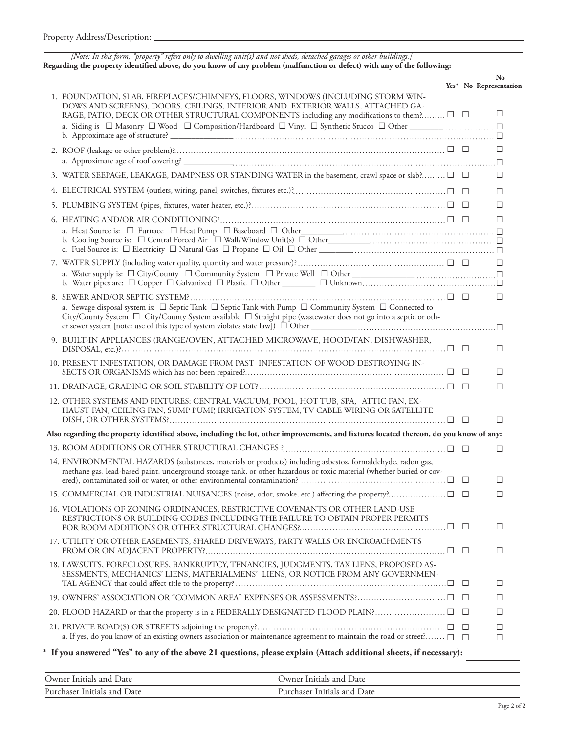Property Address/Description: ______________________________

*[Note: In this form, "property" refers only to dwelling unit(s) and not sheds, detached garages or other buildings.]*

**Regarding the property identified above, do you know of any problem (malfunction or defect) with any of the following:**

| | Yes* | No | No Representation |
|---|---|---|---|
| 1. FOUNDATION, SLAB, FIREPLACES/CHIMNEYS, FLOORS, WINDOWS (INCLUDING STORM WINDOWS AND SCREENS), DOORS, CEILINGS, INTERIOR AND EXTERIOR WALLS, ATTACHED GARAGE, PATIO, DECK OR OTHER STRUCTURAL COMPONENTS including any modifications to them? | ☐ | ☐ | ☐ |
| a. Siding is ☐ Masonry ☐ Wood ☐ Composition/Hardboard ☐ Vinyl ☐ Synthetic Stucco ☐ Other ________ | | | ☐ |
| b. Approximate age of structure? ____________ | | | ☐ |
| 2. ROOF (leakage or other problem)? | ☐ | ☐ | ☐ |
| a. Approximate age of roof covering? ____________ | | | ☐ |
| 3. WATER SEEPAGE, LEAKAGE, DAMPNESS OR STANDING WATER in the basement, crawl space or slab? | ☐ | ☐ | ☐ |
| 4. ELECTRICAL SYSTEM (outlets, wiring, panel, switches, fixtures etc.)? | ☐ | ☐ | ☐ |
| 5. PLUMBING SYSTEM (pipes, fixtures, water heater, etc.)? | ☐ | ☐ | ☐ |
| 6. HEATING AND/OR AIR CONDITIONING? | ☐ | ☐ | ☐ |
| a. Heat Source is: ☐ Furnace ☐ Heat Pump ☐ Baseboard ☐ Other________ | | | ☐ |
| b. Cooling Source is: ☐ Central Forced Air ☐ Wall/Window Unit(s) ☐ Other________ | | | ☐ |
| c. Fuel Source is: ☐ Electricity ☐ Natural Gas ☐ Propane ☐ Oil ☐ Other ________ | | | ☐ |
| 7. WATER SUPPLY (including water quality, quantity and water pressure)? | ☐ | ☐ | ☐ |
| a. Water supply is: ☐ City/County ☐ Community System ☐ Private Well ☐ Other ____________ | | | ☐ |
| b. Water pipes are: ☐ Copper ☐ Galvanized ☐ Plastic ☐ Other ________ ☐ Unknown | | | ☐ |
| 8. SEWER AND/OR SEPTIC SYSTEM? | ☐ | ☐ | ☐ |
| a. Sewage disposal system is: ☐ Septic Tank ☐ Septic Tank with Pump ☐ Community System ☐ Connected to City/County System ☐ City/County System available ☐ Straight pipe (wastewater does not go into a septic or other sewer system [note: use of this type of system violates state law]) ☐ Other ________ | | | ☐ |
| 9. BUILT-IN APPLIANCES (RANGE/OVEN, ATTACHED MICROWAVE, HOOD/FAN, DISHWASHER, DISPOSAL, etc.)? | ☐ | ☐ | ☐ |
| 10. PRESENT INFESTATION, OR DAMAGE FROM PAST INFESTATION OF WOOD DESTROYING INSECTS OR ORGANISMS which has not been repaired? | ☐ | ☐ | ☐ |
| 11. DRAINAGE, GRADING OR SOIL STABILITY OF LOT? | ☐ | ☐ | ☐ |
| 12. OTHER SYSTEMS AND FIXTURES: CENTRAL VACUUM, POOL, HOT TUB, SPA, ATTIC FAN, EXHAUST FAN, CEILING FAN, SUMP PUMP, IRRIGATION SYSTEM, TV CABLE WIRING OR SATELLITE DISH, OR OTHER SYSTEMS? | ☐ | ☐ | ☐ |
| **Also regarding the property identified above, including the lot, other improvements, and fixtures located thereon, do you know of any:** | | | |
| 13. ROOM ADDITIONS OR OTHER STRUCTURAL CHANGES ? | ☐ | ☐ | ☐ |
| 14. ENVIRONMENTAL HAZARDS (substances, materials or products) including asbestos, formaldehyde, radon gas, methane gas, lead-based paint, underground storage tank, or other hazardous or toxic material (whether buried or covered), contaminated soil or water, or other environmental contamination? | ☐ | ☐ | ☐ |
| 15. COMMERCIAL OR INDUSTRIAL NUISANCES (noise, odor, smoke, etc.) affecting the property? | ☐ | ☐ | ☐ |
| 16. VIOLATIONS OF ZONING ORDINANCES, RESTRICTIVE COVENANTS OR OTHER LAND-USE RESTRICTIONS OR BUILDING CODES INCLUDING THE FAILURE TO OBTAIN PROPER PERMITS FOR ROOM ADDITIONS OR OTHER STRUCTURAL CHANGES? | ☐ | ☐ | ☐ |
| 17. UTILITY OR OTHER EASEMENTS, SHARED DRIVEWAYS, PARTY WALLS OR ENCROACHMENTS FROM OR ON ADJACENT PROPERTY? | ☐ | ☐ | ☐ |
| 18. LAWSUITS, FORECLOSURES, BANKRUPTCY, TENANCIES, JUDGMENTS, TAX LIENS, PROPOSED ASSESSMENTS, MECHANICS' LIENS, MATERIALMENS' LIENS, OR NOTICE FROM ANY GOVERNMENTAL AGENCY that could affect title to the property? | ☐ | ☐ | ☐ |
| 19. OWNERS' ASSOCIATION OR "COMMON AREA" EXPENSES OR ASSESSMENTS? | ☐ | ☐ | ☐ |
| 20. FLOOD HAZARD or that the property is in a FEDERALLY-DESIGNATED FLOOD PLAIN? | ☐ | ☐ | ☐ |
| 21. PRIVATE ROAD(S) OR STREETS adjoining the property? | ☐ | ☐ | ☐ |
| a. If yes, do you know of an existing owners association or maintenance agreement to maintain the road or street? | ☐ | ☐ | ☐ |

**\* If you answered "Yes" to any of the above 21 questions, please explain (Attach additional sheets, if necessary):** ____________

| | |
|---|---|
| Owner Initials and Date | Owner Initials and Date |
| Purchaser Initials and Date | Purchaser Initials and Date |